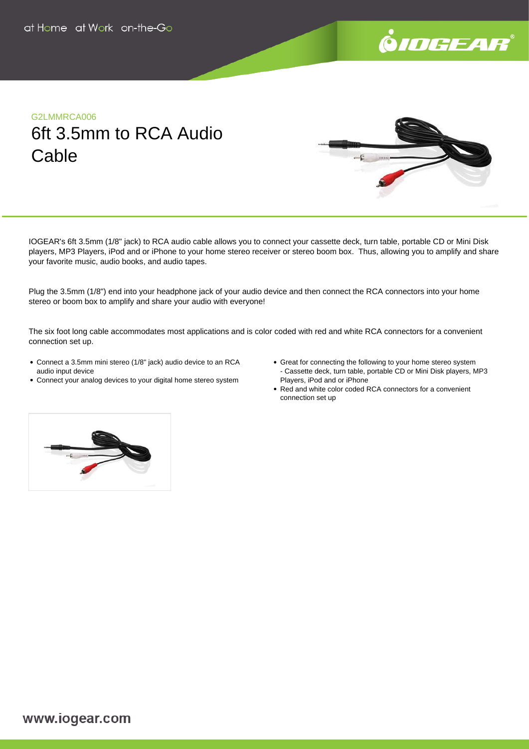G2LMMRCA006

# 6ft 3.5mm to RCA Audio Cable

IOGEAR's 6ft 3.5mm (1/8" jack) to RCA audio cable allows you to connect your cassette deck, turn table, portable CD or Mini Disk players, MP3 Players, iPod and or iPhone to your home stereo receiver or stereo boom box. Thus, allowing you to amplify and share your favorite music, audio books, and audio tapes.

Plug the 3.5mm (1/8") end into your headphone jack of your audio device and then connect the RCA connectors into your home stereo or boom box to amplify and share your audio with everyone!

The six foot long cable accommodates most applications and is color coded with red and white RCA connectors for a convenient connection set up.

- Connect a 3.5mm mini stereo (1/8" jack) audio device to an RCA audio input device
- Connect your analog devices to your digital home stereo system
- Great for connecting the following to your home stereo system - Cassette deck, turn table, portable CD or Mini Disk players, MP3 Players, iPod and or iPhone
- Red and white color coded RCA connectors for a convenient connection set up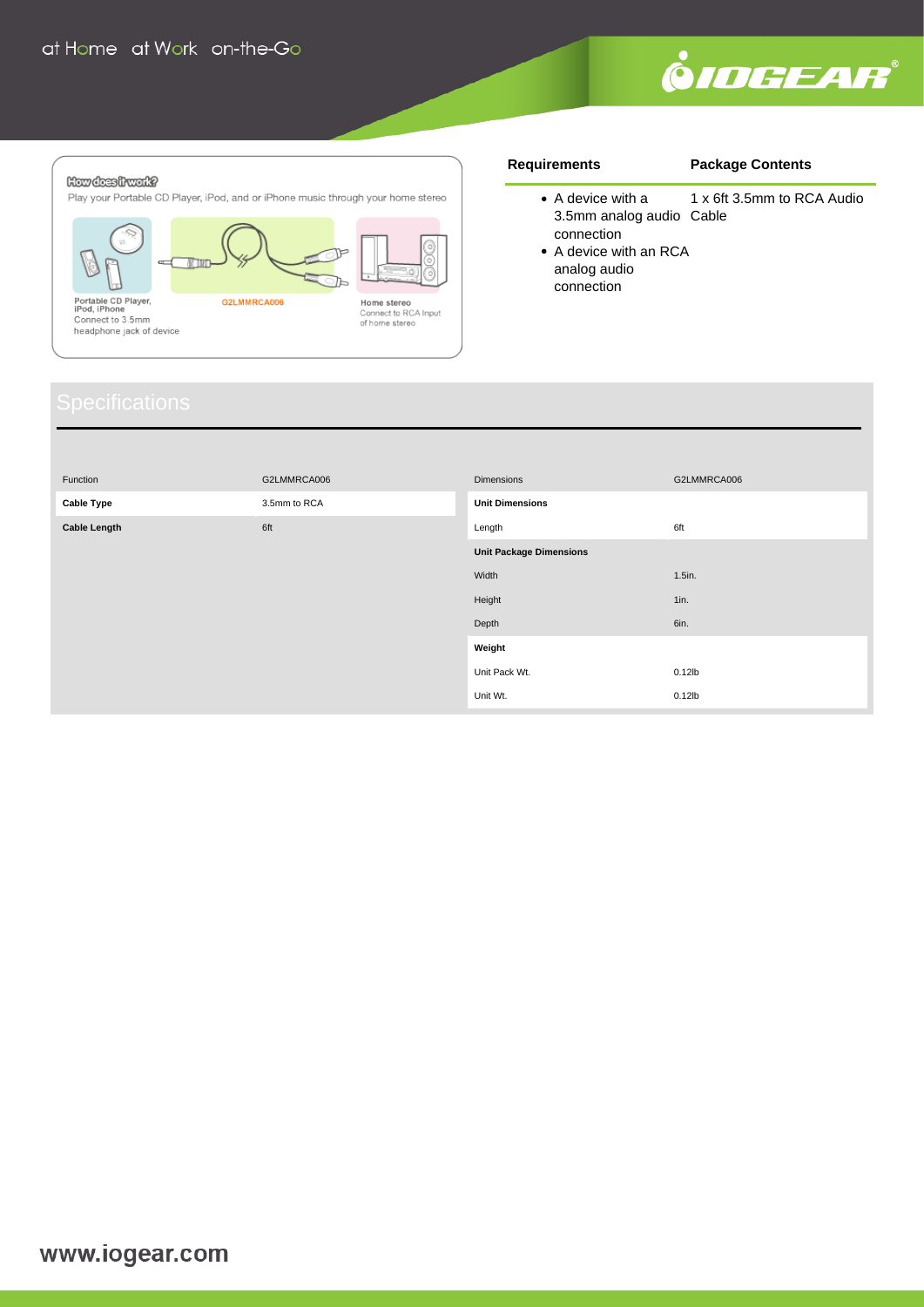at Home at Work on-the-Go

How does it work?

Play your Portable CD Player, iPod, and or iPhone music through your home stereo

Portable CD Player, iPod, iPhone
Connect to 3.5mm headphone jack of device

G2LMMRCA006

Home stereo
Connect to RCA Input of home stereo

| Requirements | Package Contents |
|---|---|
| • A device with a 3.5mm analog audio connection<br>• A device with an RCA analog audio connection | 1 x 6ft 3.5mm to RCA Audio Cable |

## Specifications

| Function | G2LMMRCA006 |
|---|---|
| **Cable Type** | 3.5mm to RCA |
| **Cable Length** | 6ft |

| Dimensions | G2LMMRCA006 |
|---|---|
| **Unit Dimensions** | |
| Length | 6ft |
| **Unit Package Dimensions** | |
| Width | 1.5in. |
| Height | 1in. |
| Depth | 6in. |
| **Weight** | |
| Unit Pack Wt. | 0.12lb |
| Unit Wt. | 0.12lb |

www.iogear.com